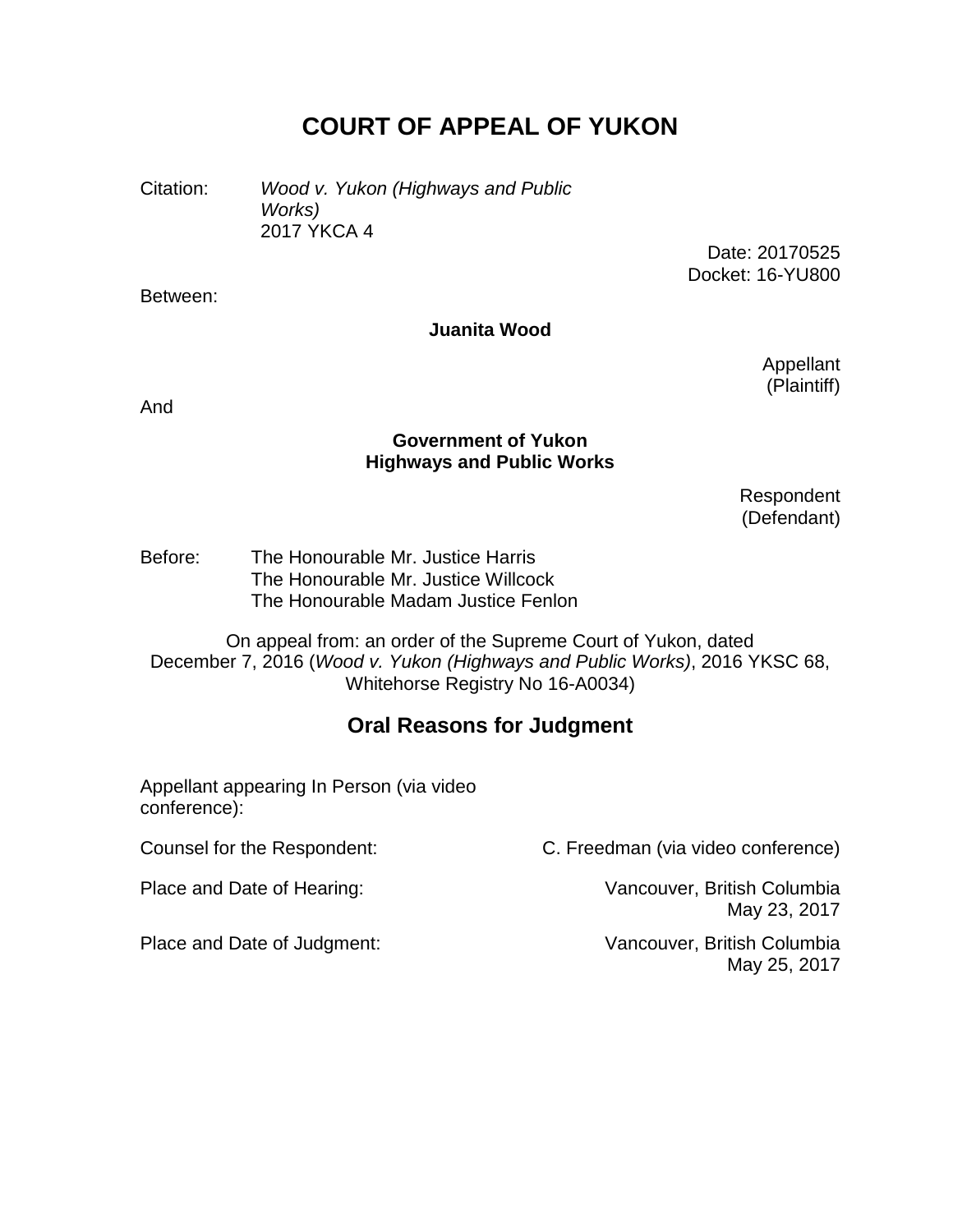# COURT OF APPEAL OF YUKON

Citation: *Wood v. Yukon (Highways and Public Works)* 2017 YKCA 4

Date: 20170525
Docket: 16-YU800

Between:

**Juanita Wood**

Appellant (Plaintiff)

And

**Government of Yukon Highways and Public Works**

Respondent (Defendant)

Before: The Honourable Mr. Justice Harris
The Honourable Mr. Justice Willcock
The Honourable Madam Justice Fenlon

On appeal from: an order of the Supreme Court of Yukon, dated December 7, 2016 (*Wood v. Yukon (Highways and Public Works)*, 2016 YKSC 68, Whitehorse Registry No 16-A0034)

## Oral Reasons for Judgment

Appellant appearing In Person (via video conference):

Counsel for the Respondent: C. Freedman (via video conference)

Place and Date of Hearing: Vancouver, British Columbia May 23, 2017

Place and Date of Judgment: Vancouver, British Columbia May 25, 2017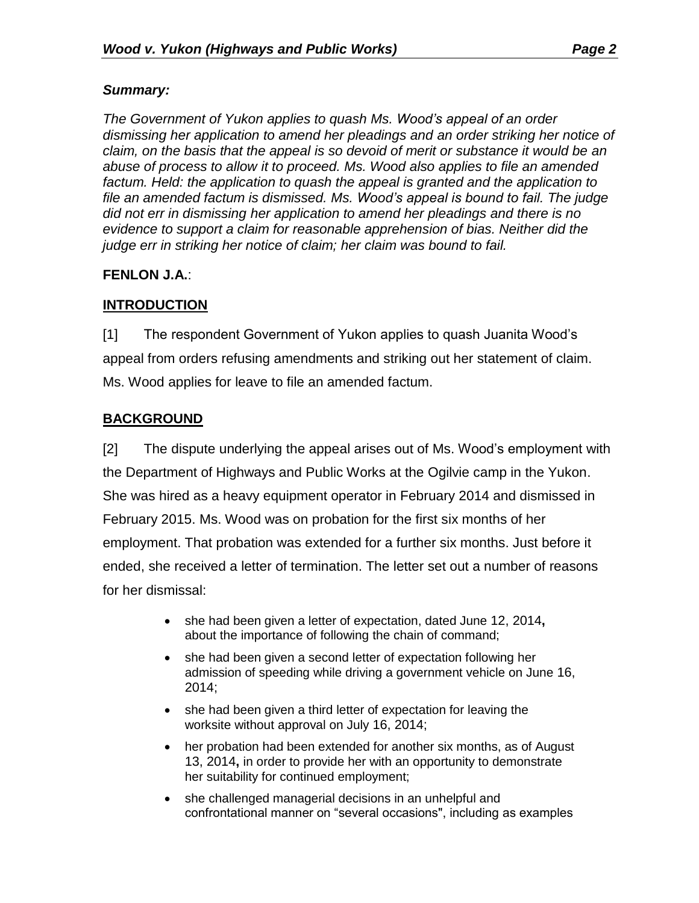*Summary:*

*The Government of Yukon applies to quash Ms. Wood's appeal of an order dismissing her application to amend her pleadings and an order striking her notice of claim, on the basis that the appeal is so devoid of merit or substance it would be an abuse of process to allow it to proceed. Ms. Wood also applies to file an amended factum. Held: the application to quash the appeal is granted and the application to file an amended factum is dismissed. Ms. Wood's appeal is bound to fail. The judge did not err in dismissing her application to amend her pleadings and there is no evidence to support a claim for reasonable apprehension of bias. Neither did the judge err in striking her notice of claim; her claim was bound to fail.*

**FENLON J.A.**:

## INTRODUCTION

[1] The respondent Government of Yukon applies to quash Juanita Wood's appeal from orders refusing amendments and striking out her statement of claim. Ms. Wood applies for leave to file an amended factum.

## BACKGROUND

[2] The dispute underlying the appeal arises out of Ms. Wood's employment with the Department of Highways and Public Works at the Ogilvie camp in the Yukon. She was hired as a heavy equipment operator in February 2014 and dismissed in February 2015. Ms. Wood was on probation for the first six months of her employment. That probation was extended for a further six months. Just before it ended, she received a letter of termination. The letter set out a number of reasons for her dismissal:

- she had been given a letter of expectation, dated June 12, 2014**,** about the importance of following the chain of command;
- she had been given a second letter of expectation following her admission of speeding while driving a government vehicle on June 16, 2014;
- she had been given a third letter of expectation for leaving the worksite without approval on July 16, 2014;
- her probation had been extended for another six months, as of August 13, 2014**,** in order to provide her with an opportunity to demonstrate her suitability for continued employment;
- she challenged managerial decisions in an unhelpful and confrontational manner on "several occasions", including as examples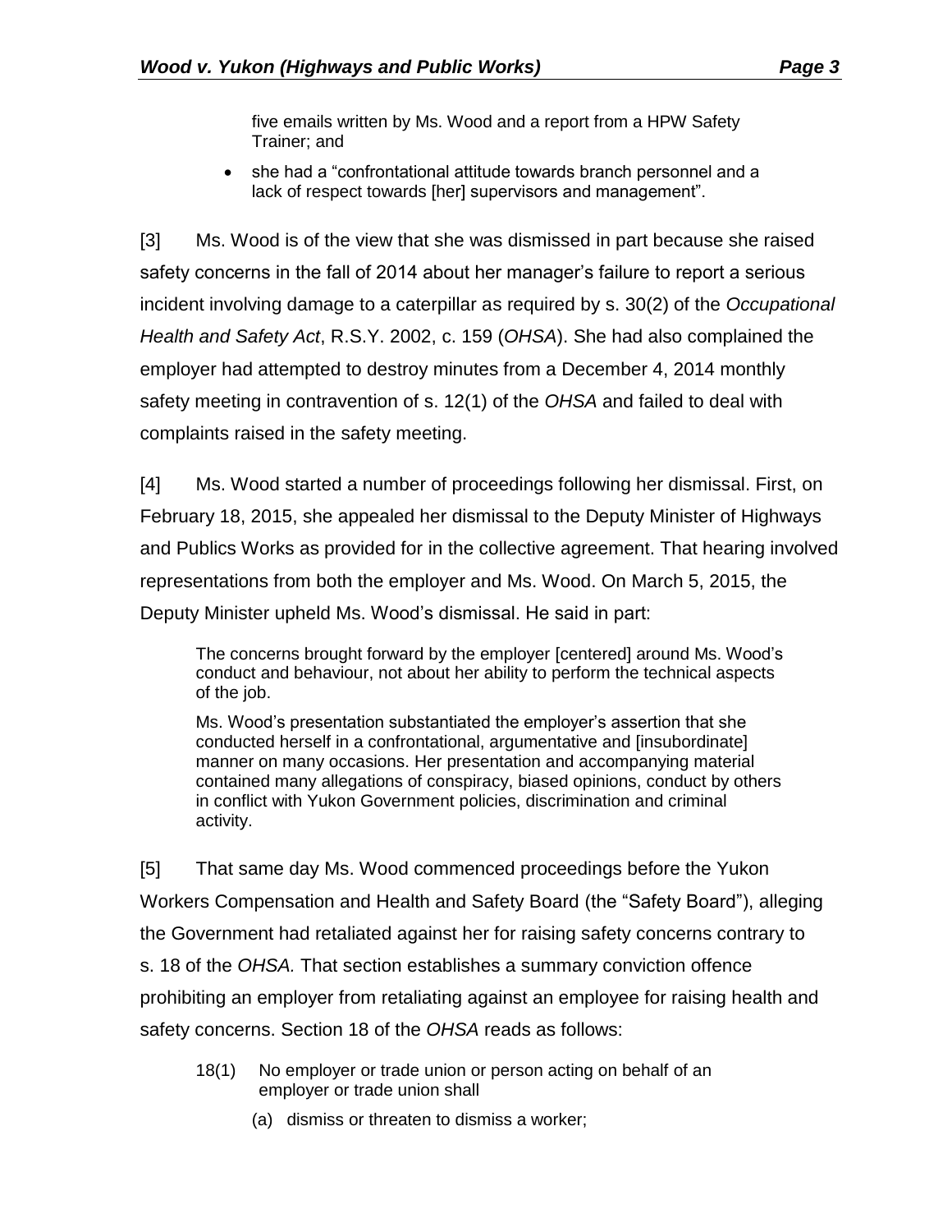five emails written by Ms. Wood and a report from a HPW Safety Trainer; and

- she had a "confrontational attitude towards branch personnel and a lack of respect towards [her] supervisors and management".

[3] Ms. Wood is of the view that she was dismissed in part because she raised safety concerns in the fall of 2014 about her manager's failure to report a serious incident involving damage to a caterpillar as required by s. 30(2) of the *Occupational Health and Safety Act*, R.S.Y. 2002, c. 159 (*OHSA*). She had also complained the employer had attempted to destroy minutes from a December 4, 2014 monthly safety meeting in contravention of s. 12(1) of the *OHSA* and failed to deal with complaints raised in the safety meeting.

[4] Ms. Wood started a number of proceedings following her dismissal. First, on February 18, 2015, she appealed her dismissal to the Deputy Minister of Highways and Publics Works as provided for in the collective agreement. That hearing involved representations from both the employer and Ms. Wood. On March 5, 2015, the Deputy Minister upheld Ms. Wood's dismissal. He said in part:

> The concerns brought forward by the employer [centered] around Ms. Wood's conduct and behaviour, not about her ability to perform the technical aspects of the job.
>
> Ms. Wood's presentation substantiated the employer's assertion that she conducted herself in a confrontational, argumentative and [insubordinate] manner on many occasions. Her presentation and accompanying material contained many allegations of conspiracy, biased opinions, conduct by others in conflict with Yukon Government policies, discrimination and criminal activity.

[5] That same day Ms. Wood commenced proceedings before the Yukon Workers Compensation and Health and Safety Board (the "Safety Board"), alleging the Government had retaliated against her for raising safety concerns contrary to s. 18 of the *OHSA.* That section establishes a summary conviction offence prohibiting an employer from retaliating against an employee for raising health and safety concerns. Section 18 of the *OHSA* reads as follows:

> 18(1) No employer or trade union or person acting on behalf of an employer or trade union shall
>
> (a) dismiss or threaten to dismiss a worker;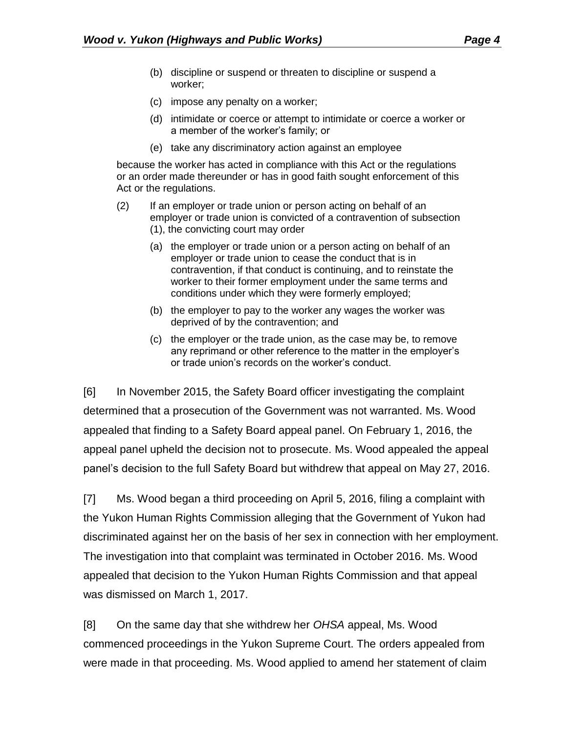> (b) discipline or suspend or threaten to discipline or suspend a worker;
>
> (c) impose any penalty on a worker;
>
> (d) intimidate or coerce or attempt to intimidate or coerce a worker or a member of the worker's family; or
>
> (e) take any discriminatory action against an employee
>
> because the worker has acted in compliance with this Act or the regulations or an order made thereunder or has in good faith sought enforcement of this Act or the regulations.
>
> (2) If an employer or trade union or person acting on behalf of an employer or trade union is convicted of a contravention of subsection (1), the convicting court may order
>
> (a) the employer or trade union or a person acting on behalf of an employer or trade union to cease the conduct that is in contravention, if that conduct is continuing, and to reinstate the worker to their former employment under the same terms and conditions under which they were formerly employed;
>
> (b) the employer to pay to the worker any wages the worker was deprived of by the contravention; and
>
> (c) the employer or the trade union, as the case may be, to remove any reprimand or other reference to the matter in the employer's or trade union's records on the worker's conduct.

[6] In November 2015, the Safety Board officer investigating the complaint determined that a prosecution of the Government was not warranted. Ms. Wood appealed that finding to a Safety Board appeal panel. On February 1, 2016, the appeal panel upheld the decision not to prosecute. Ms. Wood appealed the appeal panel's decision to the full Safety Board but withdrew that appeal on May 27, 2016.

[7] Ms. Wood began a third proceeding on April 5, 2016, filing a complaint with the Yukon Human Rights Commission alleging that the Government of Yukon had discriminated against her on the basis of her sex in connection with her employment. The investigation into that complaint was terminated in October 2016. Ms. Wood appealed that decision to the Yukon Human Rights Commission and that appeal was dismissed on March 1, 2017.

[8] On the same day that she withdrew her *OHSA* appeal, Ms. Wood commenced proceedings in the Yukon Supreme Court. The orders appealed from were made in that proceeding. Ms. Wood applied to amend her statement of claim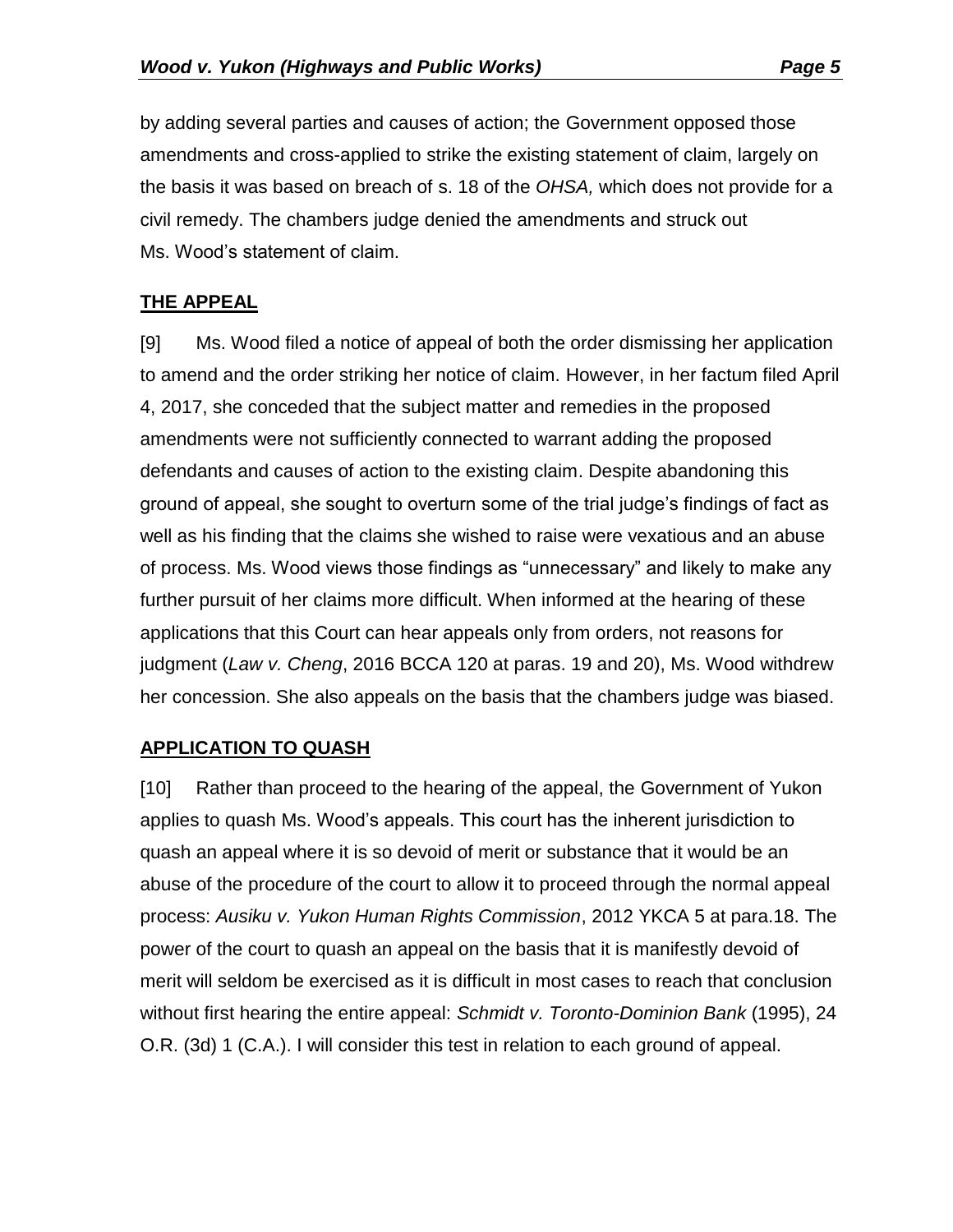by adding several parties and causes of action; the Government opposed those amendments and cross-applied to strike the existing statement of claim, largely on the basis it was based on breach of s. 18 of the *OHSA,* which does not provide for a civil remedy. The chambers judge denied the amendments and struck out Ms. Wood's statement of claim.

## **THE APPEAL**

[9] Ms. Wood filed a notice of appeal of both the order dismissing her application to amend and the order striking her notice of claim. However, in her factum filed April 4, 2017, she conceded that the subject matter and remedies in the proposed amendments were not sufficiently connected to warrant adding the proposed defendants and causes of action to the existing claim. Despite abandoning this ground of appeal, she sought to overturn some of the trial judge's findings of fact as well as his finding that the claims she wished to raise were vexatious and an abuse of process. Ms. Wood views those findings as "unnecessary" and likely to make any further pursuit of her claims more difficult. When informed at the hearing of these applications that this Court can hear appeals only from orders, not reasons for judgment (*Law v. Cheng*, 2016 BCCA 120 at paras. 19 and 20), Ms. Wood withdrew her concession. She also appeals on the basis that the chambers judge was biased.

## **APPLICATION TO QUASH**

[10] Rather than proceed to the hearing of the appeal, the Government of Yukon applies to quash Ms. Wood's appeals. This court has the inherent jurisdiction to quash an appeal where it is so devoid of merit or substance that it would be an abuse of the procedure of the court to allow it to proceed through the normal appeal process: *Ausiku v. Yukon Human Rights Commission*, 2012 YKCA 5 at para.18. The power of the court to quash an appeal on the basis that it is manifestly devoid of merit will seldom be exercised as it is difficult in most cases to reach that conclusion without first hearing the entire appeal: *Schmidt v. Toronto-Dominion Bank* (1995), 24 O.R. (3d) 1 (C.A.). I will consider this test in relation to each ground of appeal.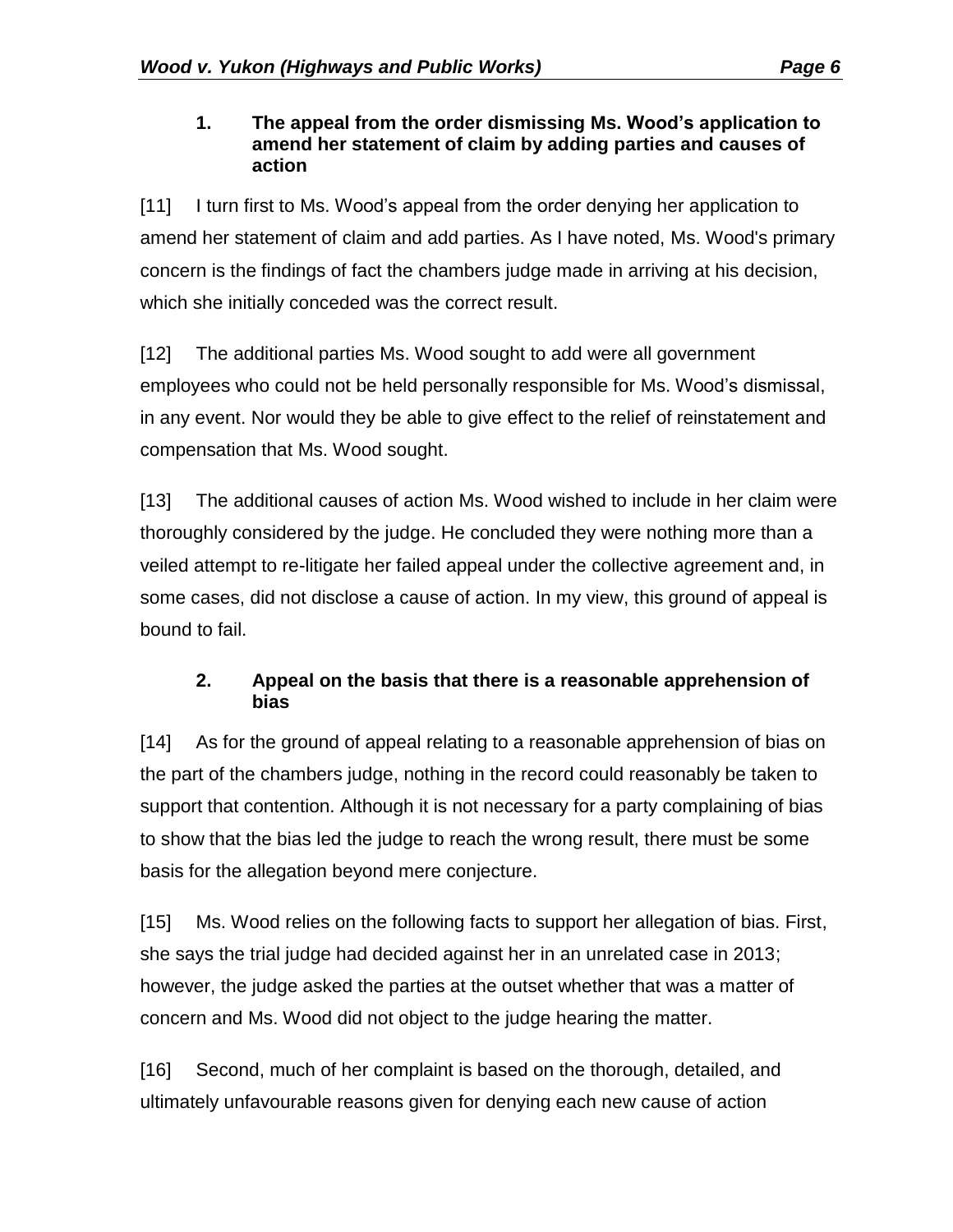### 1. The appeal from the order dismissing Ms. Wood's application to amend her statement of claim by adding parties and causes of action

[11] I turn first to Ms. Wood's appeal from the order denying her application to amend her statement of claim and add parties. As I have noted, Ms. Wood's primary concern is the findings of fact the chambers judge made in arriving at his decision, which she initially conceded was the correct result.

[12] The additional parties Ms. Wood sought to add were all government employees who could not be held personally responsible for Ms. Wood's dismissal, in any event. Nor would they be able to give effect to the relief of reinstatement and compensation that Ms. Wood sought.

[13] The additional causes of action Ms. Wood wished to include in her claim were thoroughly considered by the judge. He concluded they were nothing more than a veiled attempt to re-litigate her failed appeal under the collective agreement and, in some cases, did not disclose a cause of action. In my view, this ground of appeal is bound to fail.

### 2. Appeal on the basis that there is a reasonable apprehension of bias

[14] As for the ground of appeal relating to a reasonable apprehension of bias on the part of the chambers judge, nothing in the record could reasonably be taken to support that contention. Although it is not necessary for a party complaining of bias to show that the bias led the judge to reach the wrong result, there must be some basis for the allegation beyond mere conjecture.

[15] Ms. Wood relies on the following facts to support her allegation of bias. First, she says the trial judge had decided against her in an unrelated case in 2013; however, the judge asked the parties at the outset whether that was a matter of concern and Ms. Wood did not object to the judge hearing the matter.

[16] Second, much of her complaint is based on the thorough, detailed, and ultimately unfavourable reasons given for denying each new cause of action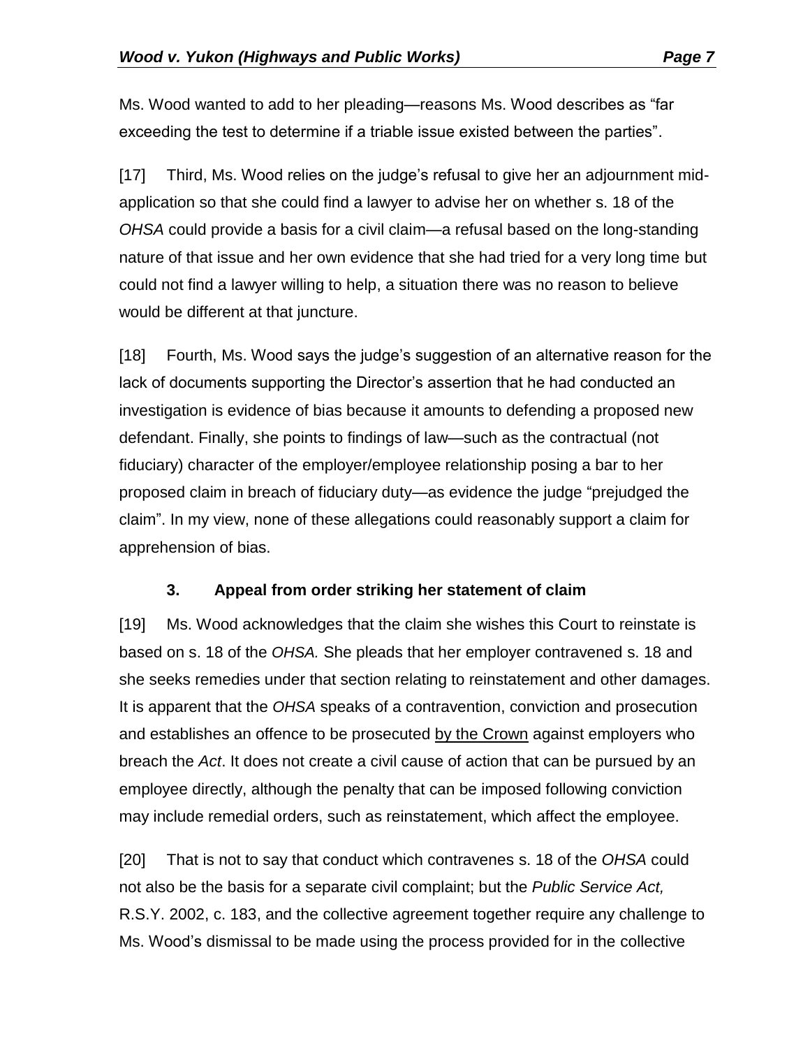Ms. Wood wanted to add to her pleading—reasons Ms. Wood describes as "far exceeding the test to determine if a triable issue existed between the parties".

[17] Third, Ms. Wood relies on the judge's refusal to give her an adjournment mid-application so that she could find a lawyer to advise her on whether s. 18 of the *OHSA* could provide a basis for a civil claim—a refusal based on the long-standing nature of that issue and her own evidence that she had tried for a very long time but could not find a lawyer willing to help, a situation there was no reason to believe would be different at that juncture.

[18] Fourth, Ms. Wood says the judge's suggestion of an alternative reason for the lack of documents supporting the Director's assertion that he had conducted an investigation is evidence of bias because it amounts to defending a proposed new defendant. Finally, she points to findings of law—such as the contractual (not fiduciary) character of the employer/employee relationship posing a bar to her proposed claim in breach of fiduciary duty—as evidence the judge "prejudged the claim". In my view, none of these allegations could reasonably support a claim for apprehension of bias.

### 3. Appeal from order striking her statement of claim

[19] Ms. Wood acknowledges that the claim she wishes this Court to reinstate is based on s. 18 of the *OHSA.* She pleads that her employer contravened s. 18 and she seeks remedies under that section relating to reinstatement and other damages. It is apparent that the *OHSA* speaks of a contravention, conviction and prosecution and establishes an offence to be prosecuted <u>by the Crown</u> against employers who breach the *Act*. It does not create a civil cause of action that can be pursued by an employee directly, although the penalty that can be imposed following conviction may include remedial orders, such as reinstatement, which affect the employee.

[20] That is not to say that conduct which contravenes s. 18 of the *OHSA* could not also be the basis for a separate civil complaint; but the *Public Service Act,* R.S.Y. 2002, c. 183, and the collective agreement together require any challenge to Ms. Wood's dismissal to be made using the process provided for in the collective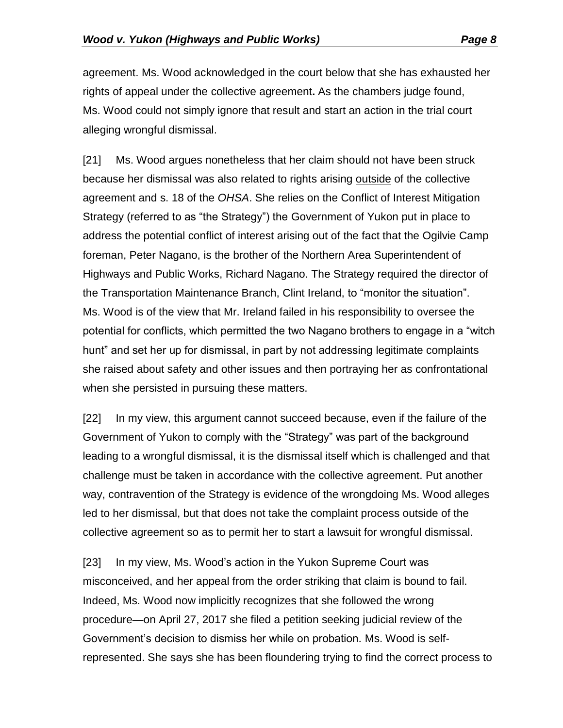agreement. Ms. Wood acknowledged in the court below that she has exhausted her rights of appeal under the collective agreement**.** As the chambers judge found, Ms. Wood could not simply ignore that result and start an action in the trial court alleging wrongful dismissal.

[21] Ms. Wood argues nonetheless that her claim should not have been struck because her dismissal was also related to rights arising <u>outside</u> of the collective agreement and s. 18 of the *OHSA*. She relies on the Conflict of Interest Mitigation Strategy (referred to as "the Strategy") the Government of Yukon put in place to address the potential conflict of interest arising out of the fact that the Ogilvie Camp foreman, Peter Nagano, is the brother of the Northern Area Superintendent of Highways and Public Works, Richard Nagano. The Strategy required the director of the Transportation Maintenance Branch, Clint Ireland, to "monitor the situation". Ms. Wood is of the view that Mr. Ireland failed in his responsibility to oversee the potential for conflicts, which permitted the two Nagano brothers to engage in a "witch hunt" and set her up for dismissal, in part by not addressing legitimate complaints she raised about safety and other issues and then portraying her as confrontational when she persisted in pursuing these matters.

[22] In my view, this argument cannot succeed because, even if the failure of the Government of Yukon to comply with the "Strategy" was part of the background leading to a wrongful dismissal, it is the dismissal itself which is challenged and that challenge must be taken in accordance with the collective agreement. Put another way, contravention of the Strategy is evidence of the wrongdoing Ms. Wood alleges led to her dismissal, but that does not take the complaint process outside of the collective agreement so as to permit her to start a lawsuit for wrongful dismissal.

[23] In my view, Ms. Wood's action in the Yukon Supreme Court was misconceived, and her appeal from the order striking that claim is bound to fail. Indeed, Ms. Wood now implicitly recognizes that she followed the wrong procedure—on April 27, 2017 she filed a petition seeking judicial review of the Government's decision to dismiss her while on probation. Ms. Wood is self-represented. She says she has been floundering trying to find the correct process to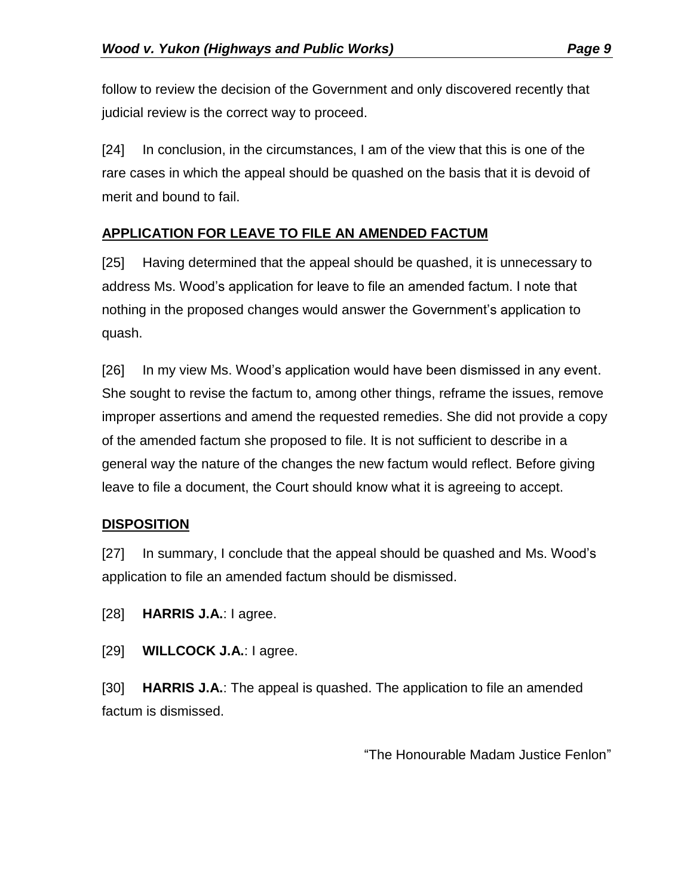follow to review the decision of the Government and only discovered recently that judicial review is the correct way to proceed.

[24] In conclusion, in the circumstances, I am of the view that this is one of the rare cases in which the appeal should be quashed on the basis that it is devoid of merit and bound to fail.

## APPLICATION FOR LEAVE TO FILE AN AMENDED FACTUM

[25] Having determined that the appeal should be quashed, it is unnecessary to address Ms. Wood's application for leave to file an amended factum. I note that nothing in the proposed changes would answer the Government's application to quash.

[26] In my view Ms. Wood's application would have been dismissed in any event. She sought to revise the factum to, among other things, reframe the issues, remove improper assertions and amend the requested remedies. She did not provide a copy of the amended factum she proposed to file. It is not sufficient to describe in a general way the nature of the changes the new factum would reflect. Before giving leave to file a document, the Court should know what it is agreeing to accept.

## DISPOSITION

[27] In summary, I conclude that the appeal should be quashed and Ms. Wood's application to file an amended factum should be dismissed.

[28] **HARRIS J.A.**: I agree.

[29] **WILLCOCK J.A.**: I agree.

[30] **HARRIS J.A.**: The appeal is quashed. The application to file an amended factum is dismissed.

"The Honourable Madam Justice Fenlon"